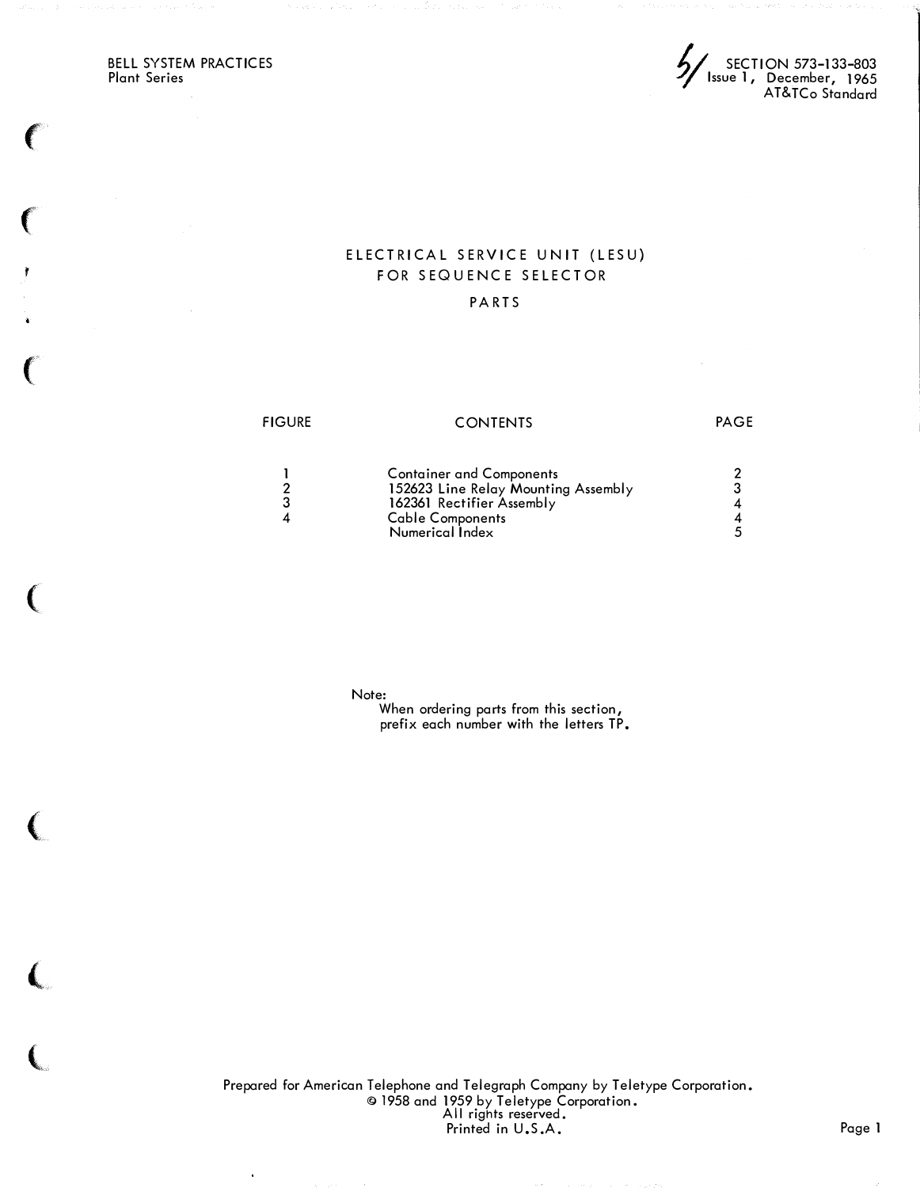BELL SYSTEM PRACTICES
Plant Series

SECTION 573-133-803
Issue 1, December, 1965
AT&TCo Standard

# ELECTRICAL SERVICE UNIT (LESU) FOR SEQUENCE SELECTOR

## PARTS

| FIGURE | CONTENTS | PAGE |
|---|---|---|
| 1 | Container and Components | 2 |
| 2 | 152623 Line Relay Mounting Assembly | 3 |
| 3 | 162361 Rectifier Assembly | 4 |
| 4 | Cable Components | 4 |
| | Numerical Index | 5 |

Note:
When ordering parts from this section, prefix each number with the letters TP.

Prepared for American Telephone and Telegraph Company by Teletype Corporation.
© 1958 and 1959 by Teletype Corporation.
All rights reserved.
Printed in U.S.A.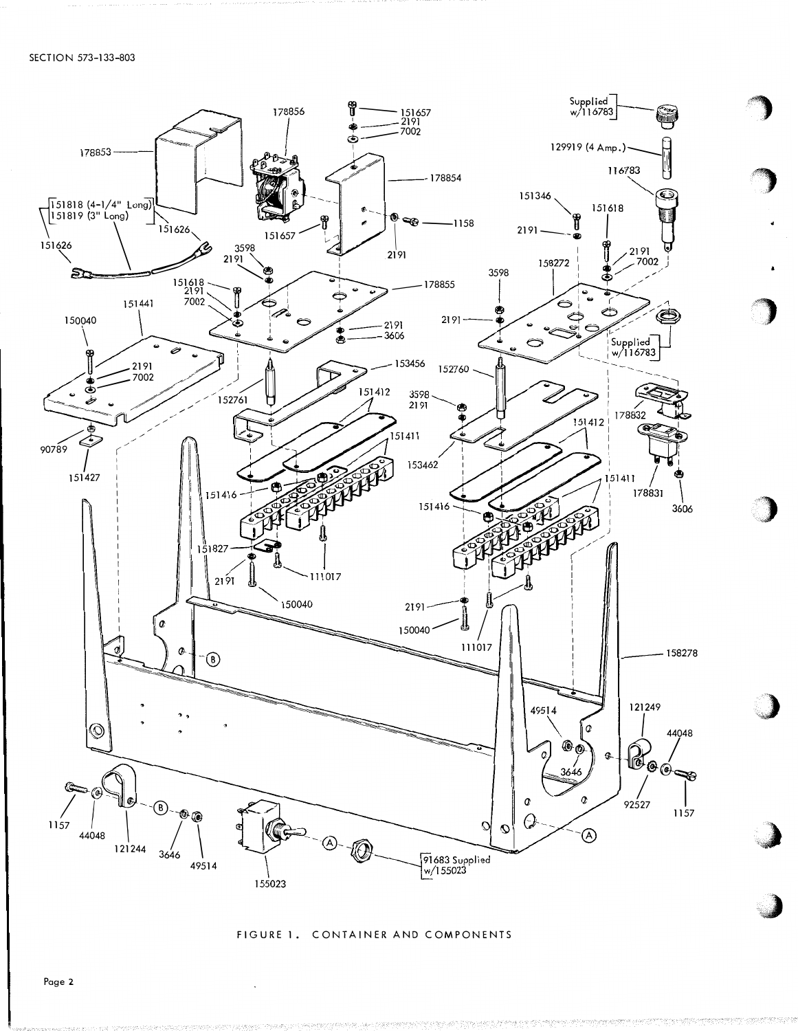FIGURE 1. CONTAINER AND COMPONENTS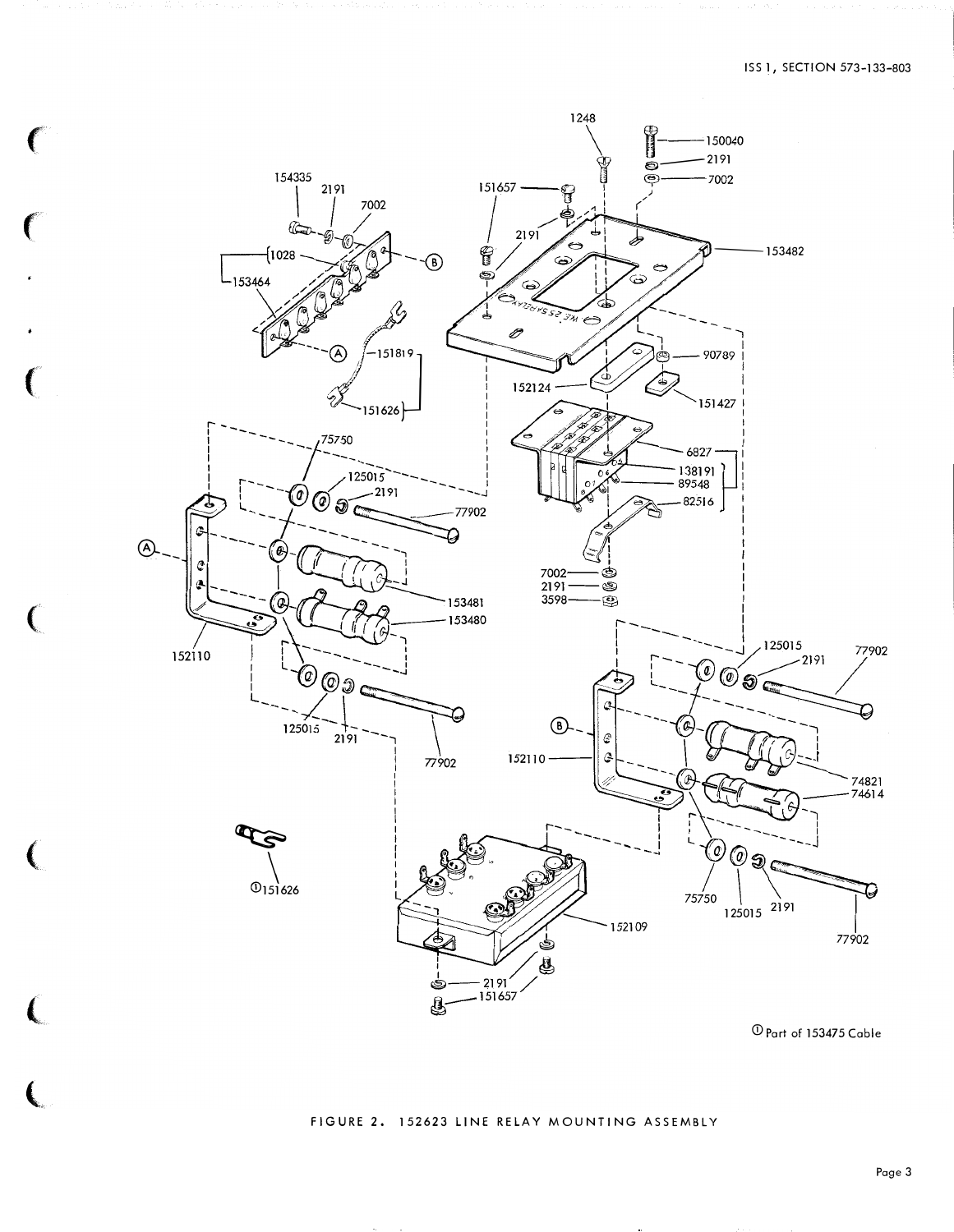① Part of 153475 Cable

FIGURE 2. 152623 LINE RELAY MOUNTING ASSEMBLY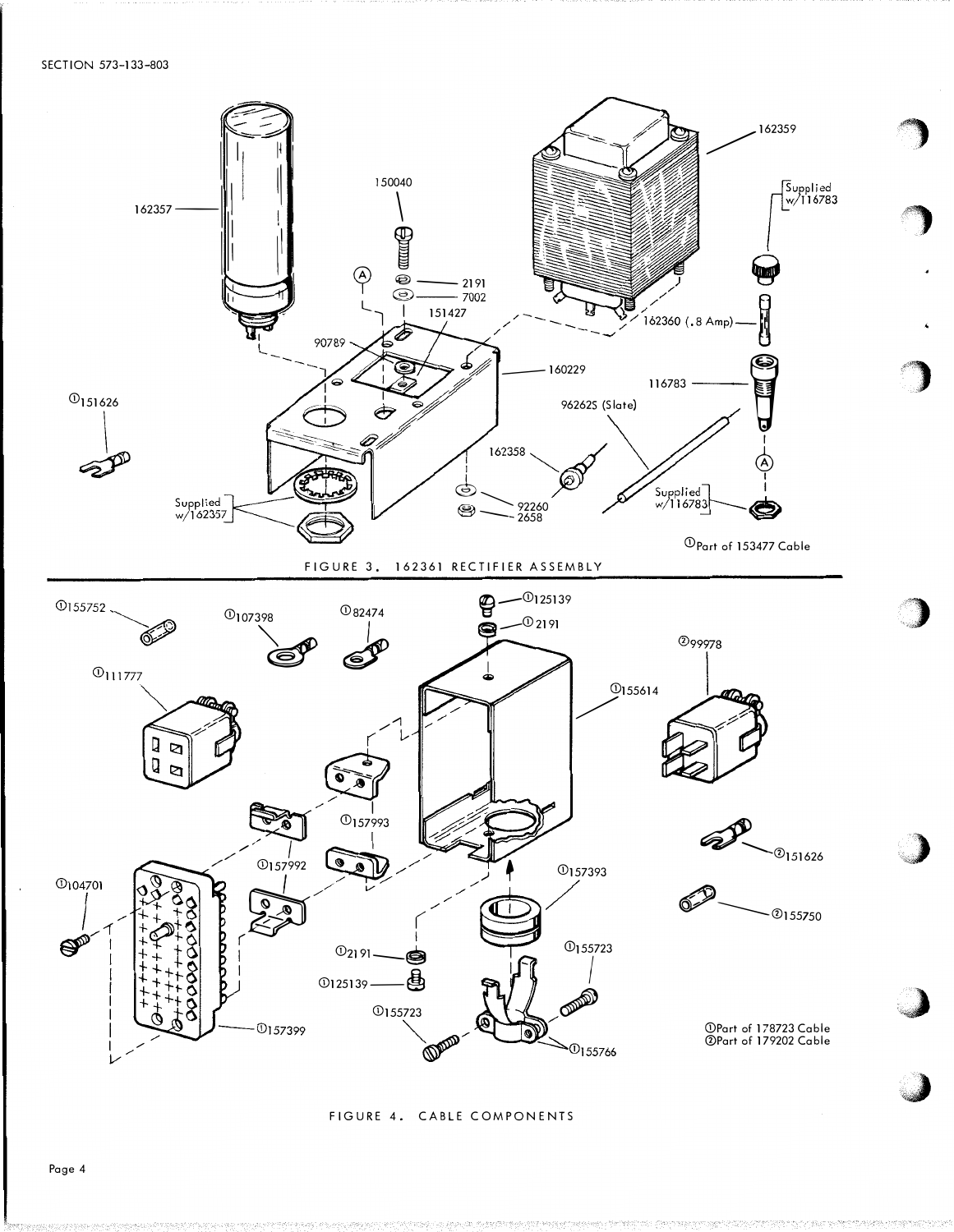SECTION 573-133-803

162357

150040

2191

7002

151427

90789

160229

162359

Supplied w/116783

162360 (.8 Amp)

116783

96262S (Slate)

162358

92260

2658

Supplied w/116783

①151626

Supplied w/162357

①Part of 153477 Cable

FIGURE 3. 162361 RECTIFIER ASSEMBLY

①155752

①107398

①82474

①125139

①2191

②99978

①111777

①155614

①157993

①157992

②151626

①104701

①157393

②155750

①2191

①125139

①155723

①155723

①157399

①155766

①Part of 178723 Cable
②Part of 179202 Cable

FIGURE 4. CABLE COMPONENTS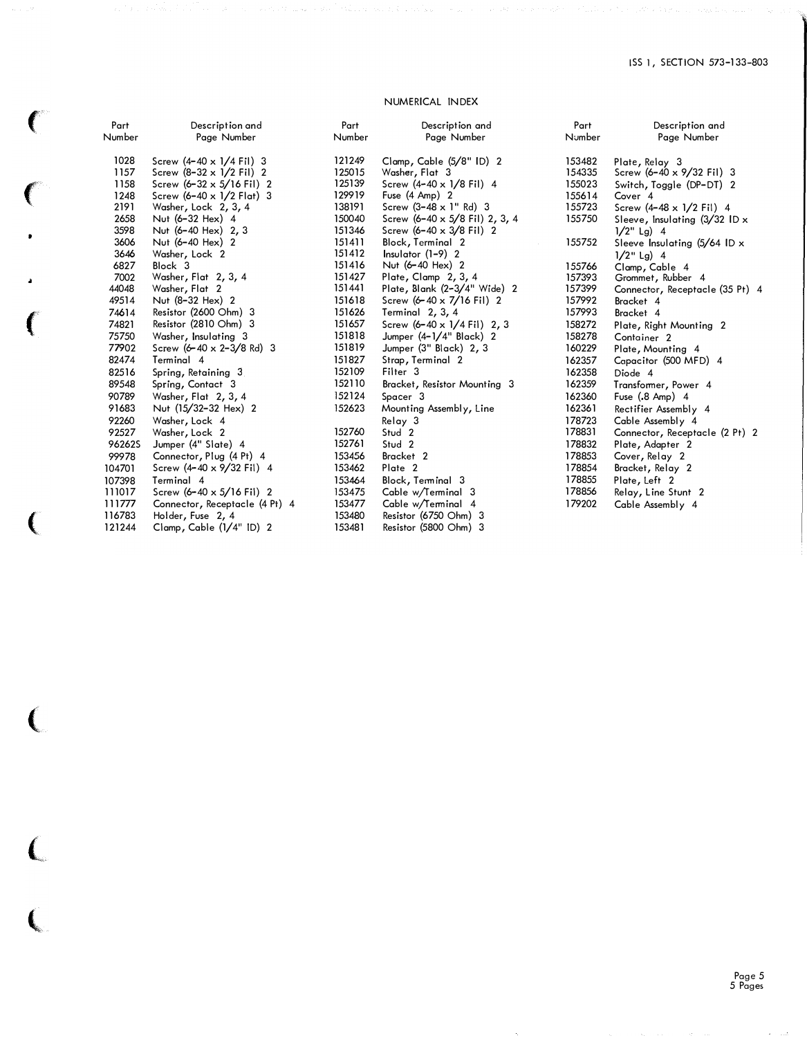## NUMERICAL INDEX

| Part Number | Description and Page Number |
|---|---|
| 1028 | Screw (4-40 x 1/4 Fil) 3 |
| 1157 | Screw (8-32 x 1/2 Fil) 2 |
| 1158 | Screw (6-32 x 5/16 Fil) 2 |
| 1248 | Screw (6-40 x 1/2 Flat) 3 |
| 2191 | Washer, Lock 2, 3, 4 |
| 2658 | Nut (6-32 Hex) 4 |
| 3598 | Nut (6-40 Hex) 2, 3 |
| 3606 | Nut (6-40 Hex) 2 |
| 3646 | Washer, Lock 2 |
| 6827 | Block 3 |
| 7002 | Washer, Flat 2, 3, 4 |
| 44048 | Washer, Flat 2 |
| 49514 | Nut (8-32 Hex) 2 |
| 74614 | Resistor (2600 Ohm) 3 |
| 74821 | Resistor (2810 Ohm) 3 |
| 75750 | Washer, Insulating 3 |
| 77902 | Screw (6-40 x 2-3/8 Rd) 3 |
| 82474 | Terminal 4 |
| 82516 | Spring, Retaining 3 |
| 89548 | Spring, Contact 3 |
| 90789 | Washer, Flat 2, 3, 4 |
| 91683 | Nut (15/32-32 Hex) 2 |
| 92260 | Washer, Lock 4 |
| 92527 | Washer, Lock 2 |
| 96262S | Jumper (4" Slate) 4 |
| 99978 | Connector, Plug (4 Pt) 4 |
| 104701 | Screw (4-40 x 9/32 Fil) 4 |
| 107398 | Terminal 4 |
| 111017 | Screw (6-40 x 5/16 Fil) 2 |
| 111777 | Connector, Receptacle (4 Pt) 4 |
| 116783 | Holder, Fuse 2, 4 |
| 121244 | Clamp, Cable (1/4" ID) 2 |
| 121249 | Clamp, Cable (5/8" ID) 2 |
| 125015 | Washer, Flat 3 |
| 125139 | Screw (4-40 x 1/8 Fil) 4 |
| 129919 | Fuse (4 Amp) 2 |
| 138191 | Screw (3-48 x 1" Rd) 3 |
| 150040 | Screw (6-40 x 5/8 Fil) 2, 3, 4 |
| 151346 | Screw (6-40 x 3/8 Fil) 2 |
| 151411 | Block, Terminal 2 |
| 151412 | Insulator (1-9) 2 |
| 151416 | Nut (6-40 Hex) 2 |
| 151427 | Plate, Clamp 2, 3, 4 |
| 151441 | Plate, Blank (2-3/4" Wide) 2 |
| 151618 | Screw (6-40 x 7/16 Fil) 2 |
| 151626 | Terminal 2, 3, 4 |
| 151657 | Screw (6-40 x 1/4 Fil) 2, 3 |
| 151818 | Jumper (4-1/4" Black) 2 |
| 151819 | Jumper (3" Black) 2, 3 |
| 151827 | Strap, Terminal 2 |
| 152109 | Filter 3 |
| 152110 | Bracket, Resistor Mounting 3 |
| 152124 | Spacer 3 |
| 152623 | Mounting Assembly, Line Relay 3 |
| 152760 | Stud 2 |
| 152761 | Stud 2 |
| 153456 | Bracket 2 |
| 153462 | Plate 2 |
| 153464 | Block, Terminal 3 |
| 153475 | Cable w/Terminal 3 |
| 153477 | Cable w/Terminal 4 |
| 153480 | Resistor (6750 Ohm) 3 |
| 153481 | Resistor (5800 Ohm) 3 |
| 153482 | Plate, Relay 3 |
| 154335 | Screw (6-40 x 9/32 Fil) 3 |
| 155023 | Switch, Toggle (DP-DT) 2 |
| 155614 | Cover 4 |
| 155723 | Screw (4-48 x 1/2 Fil) 4 |
| 155750 | Sleeve, Insulating (3/32 ID x 1/2" Lg) 4 |
| 155752 | Sleeve Insulating (5/64 ID x 1/2" Lg) 4 |
| 155766 | Clamp, Cable 4 |
| 157393 | Grommet, Rubber 4 |
| 157399 | Connector, Receptacle (35 Pt) 4 |
| 157992 | Bracket 4 |
| 157993 | Bracket 4 |
| 158272 | Plate, Right Mounting 2 |
| 158278 | Container 2 |
| 160229 | Plate, Mounting 4 |
| 162357 | Capacitor (500 MFD) 4 |
| 162358 | Diode 4 |
| 162359 | Transformer, Power 4 |
| 162360 | Fuse (.8 Amp) 4 |
| 162361 | Rectifier Assembly 4 |
| 178723 | Cable Assembly 4 |
| 178831 | Connector, Receptacle (2 Pt) 2 |
| 178832 | Plate, Adapter 2 |
| 178853 | Cover, Relay 2 |
| 178854 | Bracket, Relay 2 |
| 178855 | Plate, Left 2 |
| 178856 | Relay, Line Stunt 2 |
| 179202 | Cable Assembly 4 |